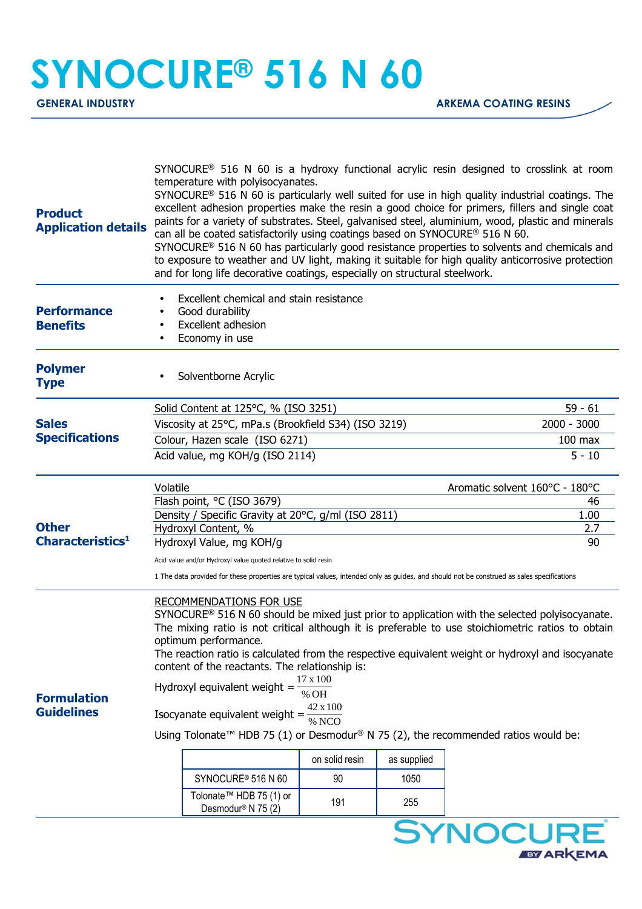# SYNOCURE® 516 N 60

**GENERAL INDUSTRY** — **ARKEMA COATING RESINS**

## Product Application details

SYNOCURE® 516 N 60 is a hydroxy functional acrylic resin designed to crosslink at room temperature with polyisocyanates.

SYNOCURE® 516 N 60 is particularly well suited for use in high quality industrial coatings. The excellent adhesion properties make the resin a good choice for primers, fillers and single coat paints for a variety of substrates. Steel, galvanised steel, aluminium, wood, plastic and minerals can all be coated satisfactorily using coatings based on SYNOCURE® 516 N 60.

SYNOCURE® 516 N 60 has particularly good resistance properties to solvents and chemicals and to exposure to weather and UV light, making it suitable for high quality anticorrosive protection and for long life decorative coatings, especially on structural steelwork.

## Performance Benefits

- Excellent chemical and stain resistance
- Good durability
- Excellent adhesion
- Economy in use

## Polymer Type

- Solventborne Acrylic

## Sales Specifications

| Property | Value |
|---|---|
| Solid Content at 125°C, % (ISO 3251) | 59 - 61 |
| Viscosity at 25°C, mPa.s (Brookfield S34) (ISO 3219) | 2000 - 3000 |
| Colour, Hazen scale (ISO 6271) | 100 max |
| Acid value, mg KOH/g (ISO 2114) | 5 - 10 |

## Other Characteristics[1]

| Property | Value |
|---|---|
| Volatile | Aromatic solvent 160°C - 180°C |
| Flash point, °C (ISO 3679) | 46 |
| Density / Specific Gravity at 20°C, g/ml (ISO 2811) | 1.00 |
| Hydroxyl Content, % | 2.7 |
| Hydroxyl Value, mg KOH/g | 90 |

Acid value and/or Hydroxyl value quoted relative to solid resin

1 The data provided for these properties are typical values, intended only as guides, and should not be construed as sales specifications

## Formulation Guidelines

RECOMMENDATIONS FOR USE

SYNOCURE® 516 N 60 should be mixed just prior to application with the selected polyisocyanate. The mixing ratio is not critical although it is preferable to use stoichiometric ratios to obtain optimum performance.

The reaction ratio is calculated from the respective equivalent weight or hydroxyl and isocyanate content of the reactants. The relationship is:

$$\text{Hydroxyl equivalent weight} = \frac{17 \times 100}{\% \text{OH}}$$

$$\text{Isocyanate equivalent weight} = \frac{42 \times 100}{\% \text{NCO}}$$

Using Tolonate™ HDB 75 (1) or Desmodur® N 75 (2), the recommended ratios would be:

| | on solid resin | as supplied |
|---|---|---|
| SYNOCURE® 516 N 60 | 90 | 1050 |
| Tolonate™ HDB 75 (1) or Desmodur® N 75 (2) | 191 | 255 |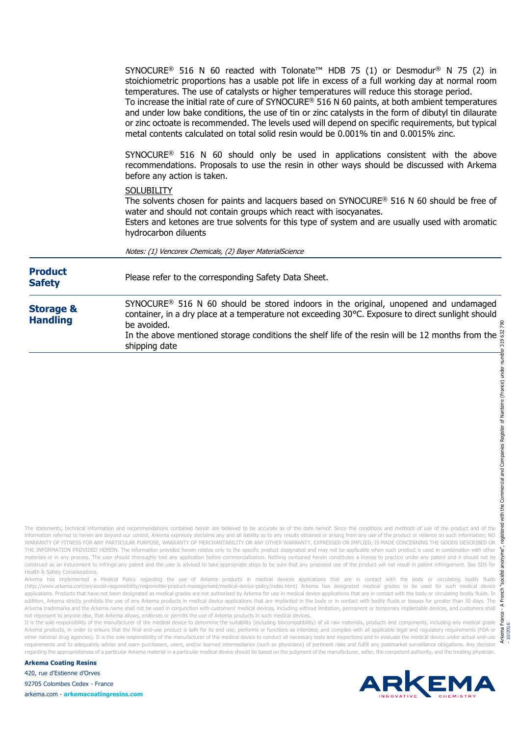SYNOCURE® 516 N 60 reacted with Tolonate™ HDB 75 (1) or Desmodur® N 75 (2) in stoichiometric proportions has a usable pot life in excess of a full working day at normal room temperatures. The use of catalysts or higher temperatures will reduce this storage period.
To increase the initial rate of cure of SYNOCURE® 516 N 60 paints, at both ambient temperatures and under low bake conditions, the use of tin or zinc catalysts in the form of dibutyl tin dilaurate or zinc octoate is recommended. The levels used will depend on specific requirements, but typical metal contents calculated on total solid resin would be 0.001% tin and 0.0015% zinc.

SYNOCURE® 516 N 60 should only be used in applications consistent with the above recommendations. Proposals to use the resin in other ways should be discussed with Arkema before any action is taken.

<u>SOLUBILITY</u>
The solvents chosen for paints and lacquers based on SYNOCURE® 516 N 60 should be free of water and should not contain groups which react with isocyanates.
Esters and ketones are true solvents for this type of system and are usually used with aromatic hydrocarbon diluents

*Notes: (1) Vencorex Chemicals, (2) Bayer MaterialScience*

## Product Safety

Please refer to the corresponding Safety Data Sheet.

## Storage & Handling

SYNOCURE® 516 N 60 should be stored indoors in the original, unopened and undamaged container, in a dry place at a temperature not exceeding 30°C. Exposure to direct sunlight should be avoided.
In the above mentioned storage conditions the shelf life of the resin will be 12 months from the shipping date

The statements, technical information and recommendations contained herein are believed to be accurate as of the date hereof. Since the conditions and methods of use of the product and of the information referred to herein are beyond our control, Arkema expressly disclaims any and all liability as to any results obtained or arising from any use of the product or reliance on such information; NO WARRANTY OF FITNESS FOR ANY PARTICULAR PURPOSE, WARRANTY OF MERCHANTABILITY OR ANY OTHER WARRANTY, EXPRESSED OR IMPLIED, IS MADE CONCERNING THE GOODS DESCRIBED OR THE INFORMATION PROVIDED HEREIN. The information provided herein relates only to the specific product designated and may not be applicable when such product is used in combination with other materials or in any process. The user should thoroughly test any application before commercialization. Nothing contained herein constitutes a license to practice under any patent and it should not be construed as an inducement to infringe any patent and the user is advised to take appropriate steps to be sure that any proposed use of the product will not result in patent infringement. See SDS for Health & Safety Considerations.
Arkema has implemented a Medical Policy regarding the use of Arkema products in medical devices applications that are in contact with the body or circulating bodily fluids (http://www.arkema.com/en/social-responsibility/responsible-product-management/medical-device-policy/index.html) Arkema has designated medical grades to be used for such medical device applications. Products that have not been designated as medical grades are not authorized by Arkema for use in medical device applications that are in contact with the body or circulating bodily fluids. In addition, Arkema strictly prohibits the use of any Arkema products in medical device applications that are implanted in the body or in contact with bodily fluids or tissues for greater than 30 days. The Arkema trademarks and the Arkema name shall not be used in conjunction with customers' medical devices, including without limitation, permanent or temporary implantable devices, and customers shall not represent to anyone else, that Arkema allows, endorses or permits the use of Arkema products in such medical devices.
It is the sole responsibility of the manufacturer of the medical device to determine the suitability (including biocompatibility) of all raw materials, products and components, including any medical grade Arkema products, in order to ensure that the final end-use product is safe for its end use; performs or functions as intended; and complies with all applicable legal and regulatory requirements (FDA or other national drug agencies). It is the sole responsibility of the manufacturer of the medical device to conduct all necessary tests and inspections and to evaluate the medical device under actual end-use requirements and to adequately advise and warn purchasers, users, and/or learned intermediaries (such as physicians) of pertinent risks and fulfill any postmarket surveillance obligations. Any decision regarding the appropriateness of a particular Arkema material in a particular medical device should be based on the judgment of the manufacturer, seller, the competent authority, and the treating physician.

**Arkema Coating Resins**
420, rue d'Estienne d'Orves
92705 Colombes Cedex - France
arkema.com - **arkemacoatingresins.com**

Arkema France - A French "société anonyme", registered with the Commercial and Companies Register of Nanterre (France) under number 319 632 790 - 10/2016